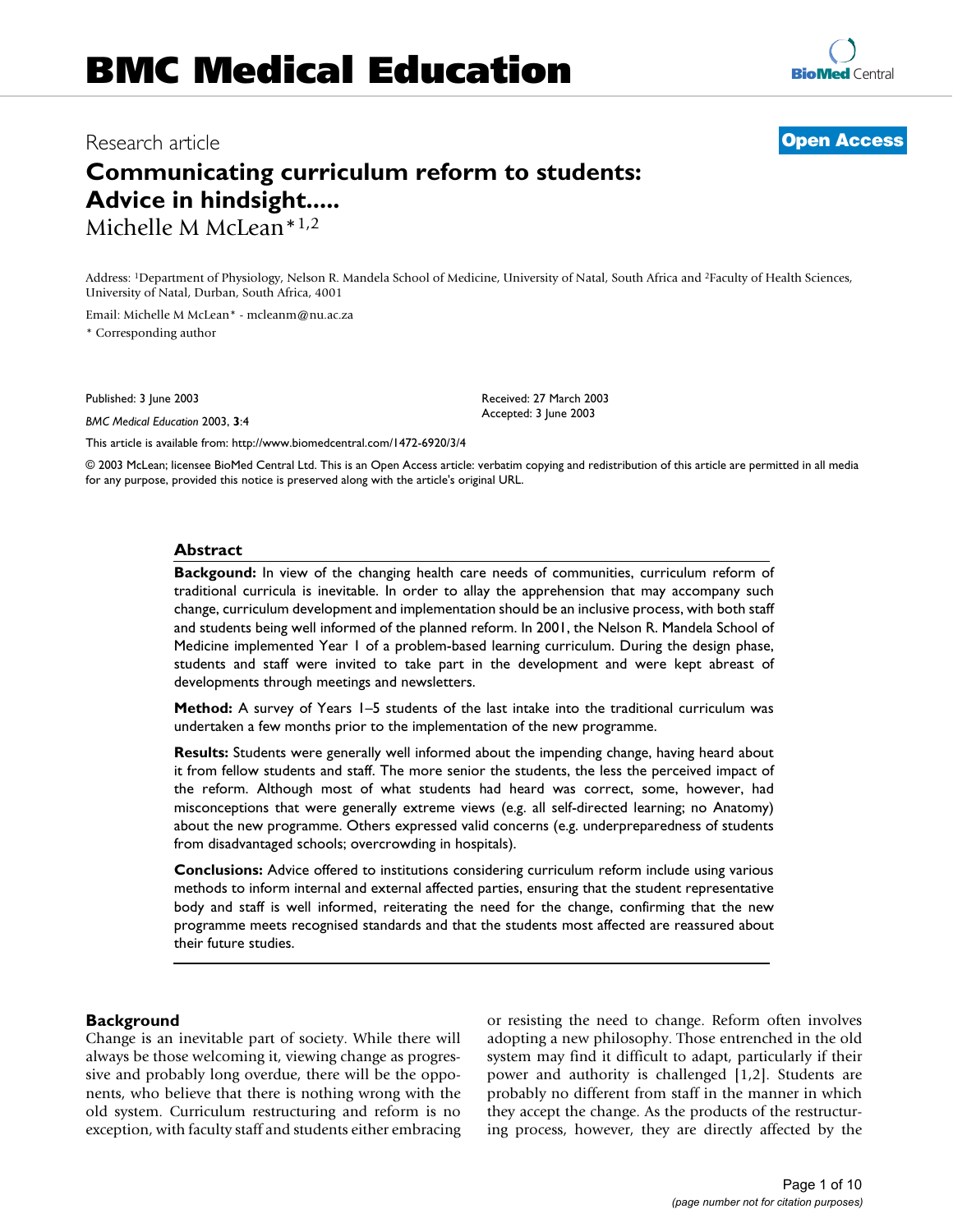# BMC Medical Education

Research article

**Open Access**

## Communicating curriculum reform to students: Advice in hindsight.....

Michelle M McLean*[1,2]

Address: [1]Department of Physiology, Nelson R. Mandela School of Medicine, University of Natal, South Africa and [2]Faculty of Health Sciences, University of Natal, Durban, South Africa, 4001

Email: Michelle M McLean* - mcleanm@nu.ac.za

\* Corresponding author

Published: 3 June 2003

*BMC Medical Education* 2003, **3**:4

Received: 27 March 2003
Accepted: 3 June 2003

This article is available from: http://www.biomedcentral.com/1472-6920/3/4

© 2003 McLean; licensee BioMed Central Ltd. This is an Open Access article: verbatim copying and redistribution of this article are permitted in all media for any purpose, provided this notice is preserved along with the article's original URL.

### Abstract

**Backgound:** In view of the changing health care needs of communities, curriculum reform of traditional curricula is inevitable. In order to allay the apprehension that may accompany such change, curriculum development and implementation should be an inclusive process, with both staff and students being well informed of the planned reform. In 2001, the Nelson R. Mandela School of Medicine implemented Year 1 of a problem-based learning curriculum. During the design phase, students and staff were invited to take part in the development and were kept abreast of developments through meetings and newsletters.

**Method:** A survey of Years 1–5 students of the last intake into the traditional curriculum was undertaken a few months prior to the implementation of the new programme.

**Results:** Students were generally well informed about the impending change, having heard about it from fellow students and staff. The more senior the students, the less the perceived impact of the reform. Although most of what students had heard was correct, some, however, had misconceptions that were generally extreme views (e.g. all self-directed learning; no Anatomy) about the new programme. Others expressed valid concerns (e.g. underpreparedness of students from disadvantaged schools; overcrowding in hospitals).

**Conclusions:** Advice offered to institutions considering curriculum reform include using various methods to inform internal and external affected parties, ensuring that the student representative body and staff is well informed, reiterating the need for the change, confirming that the new programme meets recognised standards and that the students most affected are reassured about their future studies.

### Background

Change is an inevitable part of society. While there will always be those welcoming it, viewing change as progressive and probably long overdue, there will be the opponents, who believe that there is nothing wrong with the old system. Curriculum restructuring and reform is no exception, with faculty staff and students either embracing or resisting the need to change. Reform often involves adopting a new philosophy. Those entrenched in the old system may find it difficult to adapt, particularly if their power and authority is challenged [1,2]. Students are probably no different from staff in the manner in which they accept the change. As the products of the restructuring process, however, they are directly affected by the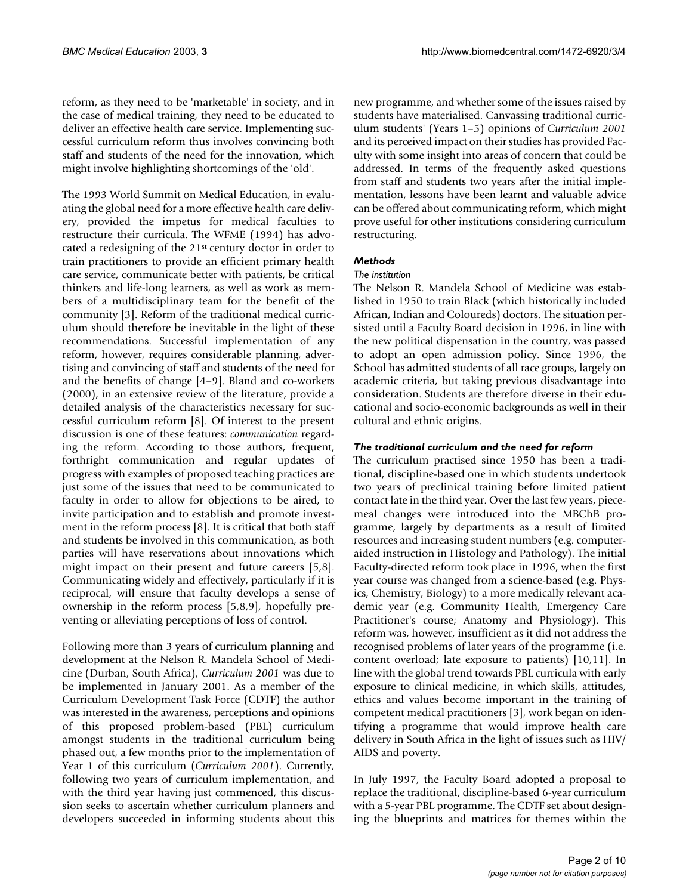reform, as they need to be 'marketable' in society, and in the case of medical training, they need to be educated to deliver an effective health care service. Implementing successful curriculum reform thus involves convincing both staff and students of the need for the innovation, which might involve highlighting shortcomings of the 'old'.

The 1993 World Summit on Medical Education, in evaluating the global need for a more effective health care delivery, provided the impetus for medical faculties to restructure their curricula. The WFME (1994) has advocated a redesigning of the 21st century doctor in order to train practitioners to provide an efficient primary health care service, communicate better with patients, be critical thinkers and life-long learners, as well as work as members of a multidisciplinary team for the benefit of the community [3]. Reform of the traditional medical curriculum should therefore be inevitable in the light of these recommendations. Successful implementation of any reform, however, requires considerable planning, advertising and convincing of staff and students of the need for and the benefits of change [4–9]. Bland and co-workers (2000), in an extensive review of the literature, provide a detailed analysis of the characteristics necessary for successful curriculum reform [8]. Of interest to the present discussion is one of these features: *communication* regarding the reform. According to those authors, frequent, forthright communication and regular updates of progress with examples of proposed teaching practices are just some of the issues that need to be communicated to faculty in order to allow for objections to be aired, to invite participation and to establish and promote investment in the reform process [8]. It is critical that both staff and students be involved in this communication, as both parties will have reservations about innovations which might impact on their present and future careers [5,8]. Communicating widely and effectively, particularly if it is reciprocal, will ensure that faculty develops a sense of ownership in the reform process [5,8,9], hopefully preventing or alleviating perceptions of loss of control.

Following more than 3 years of curriculum planning and development at the Nelson R. Mandela School of Medicine (Durban, South Africa), *Curriculum 2001* was due to be implemented in January 2001. As a member of the Curriculum Development Task Force (CDTF) the author was interested in the awareness, perceptions and opinions of this proposed problem-based (PBL) curriculum amongst students in the traditional curriculum being phased out, a few months prior to the implementation of Year 1 of this curriculum (*Curriculum 2001*). Currently, following two years of curriculum implementation, and with the third year having just commenced, this discussion seeks to ascertain whether curriculum planners and developers succeeded in informing students about this new programme, and whether some of the issues raised by students have materialised. Canvassing traditional curriculum students' (Years 1–5) opinions of *Curriculum 2001* and its perceived impact on their studies has provided Faculty with some insight into areas of concern that could be addressed. In terms of the frequently asked questions from staff and students two years after the initial implementation, lessons have been learnt and valuable advice can be offered about communicating reform, which might prove useful for other institutions considering curriculum restructuring.

## Methods

### The institution

The Nelson R. Mandela School of Medicine was established in 1950 to train Black (which historically included African, Indian and Coloureds) doctors. The situation persisted until a Faculty Board decision in 1996, in line with the new political dispensation in the country, was passed to adopt an open admission policy. Since 1996, the School has admitted students of all race groups, largely on academic criteria, but taking previous disadvantage into consideration. Students are therefore diverse in their educational and socio-economic backgrounds as well in their cultural and ethnic origins.

### *The traditional curriculum and the need for reform*

The curriculum practised since 1950 has been a traditional, discipline-based one in which students undertook two years of preclinical training before limited patient contact late in the third year. Over the last few years, piecemeal changes were introduced into the MBChB programme, largely by departments as a result of limited resources and increasing student numbers (e.g. computer-aided instruction in Histology and Pathology). The initial Faculty-directed reform took place in 1996, when the first year course was changed from a science-based (e.g. Physics, Chemistry, Biology) to a more medically relevant academic year (e.g. Community Health, Emergency Care Practitioner's course; Anatomy and Physiology). This reform was, however, insufficient as it did not address the recognised problems of later years of the programme (i.e. content overload; late exposure to patients) [10,11]. In line with the global trend towards PBL curricula with early exposure to clinical medicine, in which skills, attitudes, ethics and values become important in the training of competent medical practitioners [3], work began on identifying a programme that would improve health care delivery in South Africa in the light of issues such as HIV/AIDS and poverty.

In July 1997, the Faculty Board adopted a proposal to replace the traditional, discipline-based 6-year curriculum with a 5-year PBL programme. The CDTF set about designing the blueprints and matrices for themes within the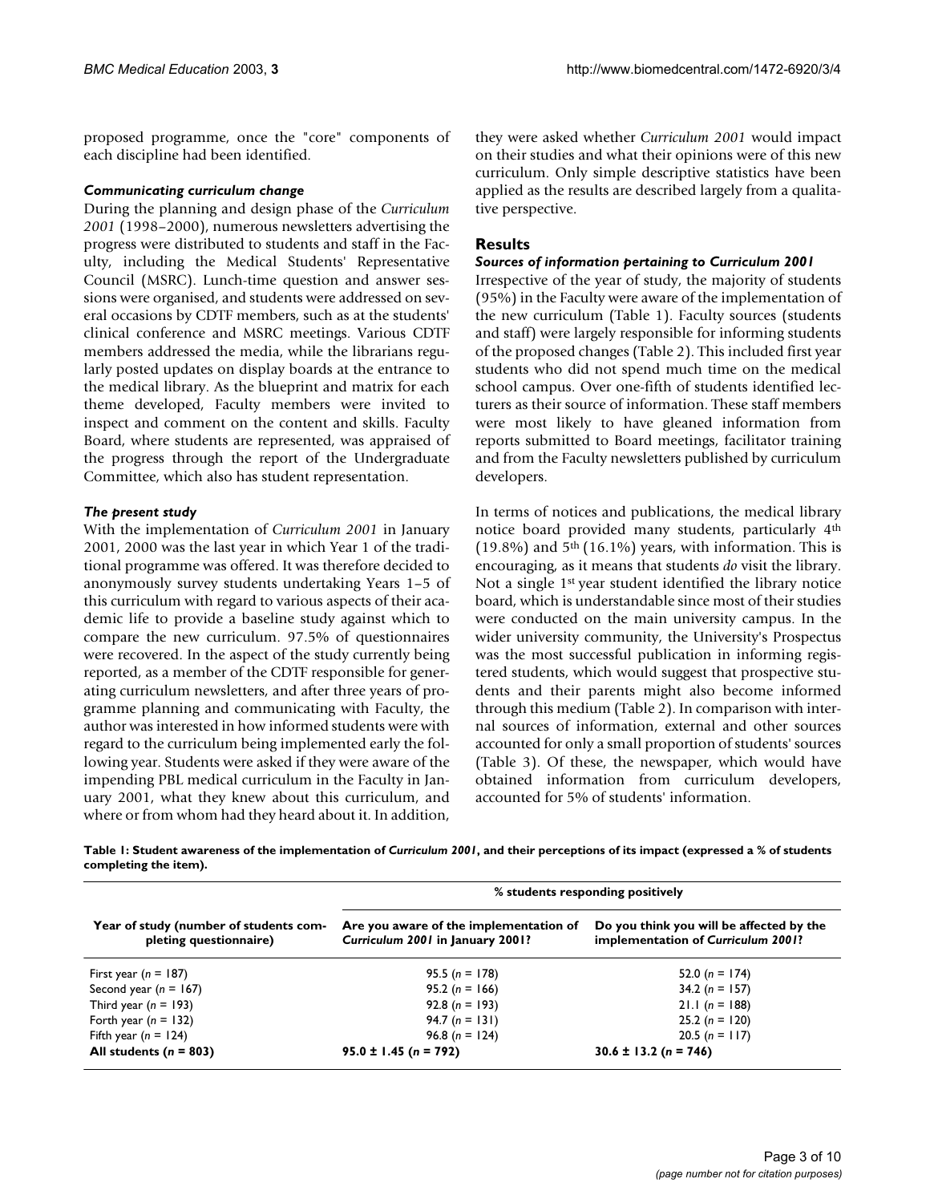proposed programme, once the "core" components of each discipline had been identified.

### *Communicating curriculum change*

During the planning and design phase of the *Curriculum 2001* (1998–2000), numerous newsletters advertising the progress were distributed to students and staff in the Faculty, including the Medical Students' Representative Council (MSRC). Lunch-time question and answer sessions were organised, and students were addressed on several occasions by CDTF members, such as at the students' clinical conference and MSRC meetings. Various CDTF members addressed the media, while the librarians regularly posted updates on display boards at the entrance to the medical library. As the blueprint and matrix for each theme developed, Faculty members were invited to inspect and comment on the content and skills. Faculty Board, where students are represented, was appraised of the progress through the report of the Undergraduate Committee, which also has student representation.

### *The present study*

With the implementation of *Curriculum 2001* in January 2001, 2000 was the last year in which Year 1 of the traditional programme was offered. It was therefore decided to anonymously survey students undertaking Years 1–5 of this curriculum with regard to various aspects of their academic life to provide a baseline study against which to compare the new curriculum. 97.5% of questionnaires were recovered. In the aspect of the study currently being reported, as a member of the CDTF responsible for generating curriculum newsletters, and after three years of programme planning and communicating with Faculty, the author was interested in how informed students were with regard to the curriculum being implemented early the following year. Students were asked if they were aware of the impending PBL medical curriculum in the Faculty in January 2001, what they knew about this curriculum, and where or from whom had they heard about it. In addition, they were asked whether *Curriculum 2001* would impact on their studies and what their opinions were of this new curriculum. Only simple descriptive statistics have been applied as the results are described largely from a qualitative perspective.

## Results

### *Sources of information pertaining to Curriculum 2001*

Irrespective of the year of study, the majority of students (95%) in the Faculty were aware of the implementation of the new curriculum (Table 1). Faculty sources (students and staff) were largely responsible for informing students of the proposed changes (Table 2). This included first year students who did not spend much time on the medical school campus. Over one-fifth of students identified lecturers as their source of information. These staff members were most likely to have gleaned information from reports submitted to Board meetings, facilitator training and from the Faculty newsletters published by curriculum developers.

In terms of notices and publications, the medical library notice board provided many students, particularly 4th (19.8%) and 5th (16.1%) years, with information. This is encouraging, as it means that students *do* visit the library. Not a single 1st year student identified the library notice board, which is understandable since most of their studies were conducted on the main university campus. In the wider university community, the University's Prospectus was the most successful publication in informing registered students, which would suggest that prospective students and their parents might also become informed through this medium (Table 2). In comparison with internal sources of information, external and other sources accounted for only a small proportion of students' sources (Table 3). Of these, the newspaper, which would have obtained information from curriculum developers, accounted for 5% of students' information.

**Table 1: Student awareness of the implementation of *Curriculum 2001*, and their perceptions of its impact (expressed a % of students completing the item).**

| Year of study (number of students completing questionnaire) | % students responding positively | |
|---|---|---|
| | Are you aware of the implementation of *Curriculum 2001* in January 2001? | Do you think you will be affected by the implementation of *Curriculum 2001*? |
| First year ($n$ = 187) | 95.5 ($n$ = 178) | 52.0 ($n$ = 174) |
| Second year ($n$ = 167) | 95.2 ($n$ = 166) | 34.2 ($n$ = 157) |
| Third year ($n$ = 193) | 92.8 ($n$ = 193) | 21.1 ($n$ = 188) |
| Forth year ($n$ = 132) | 94.7 ($n$ = 131) | 25.2 ($n$ = 120) |
| Fifth year ($n$ = 124) | 96.8 ($n$ = 124) | 20.5 ($n$ = 117) |
| **All students ($n$ = 803)** | **95.0 ± 1.45 ($n$ = 792)** | **30.6 ± 13.2 ($n$ = 746)** |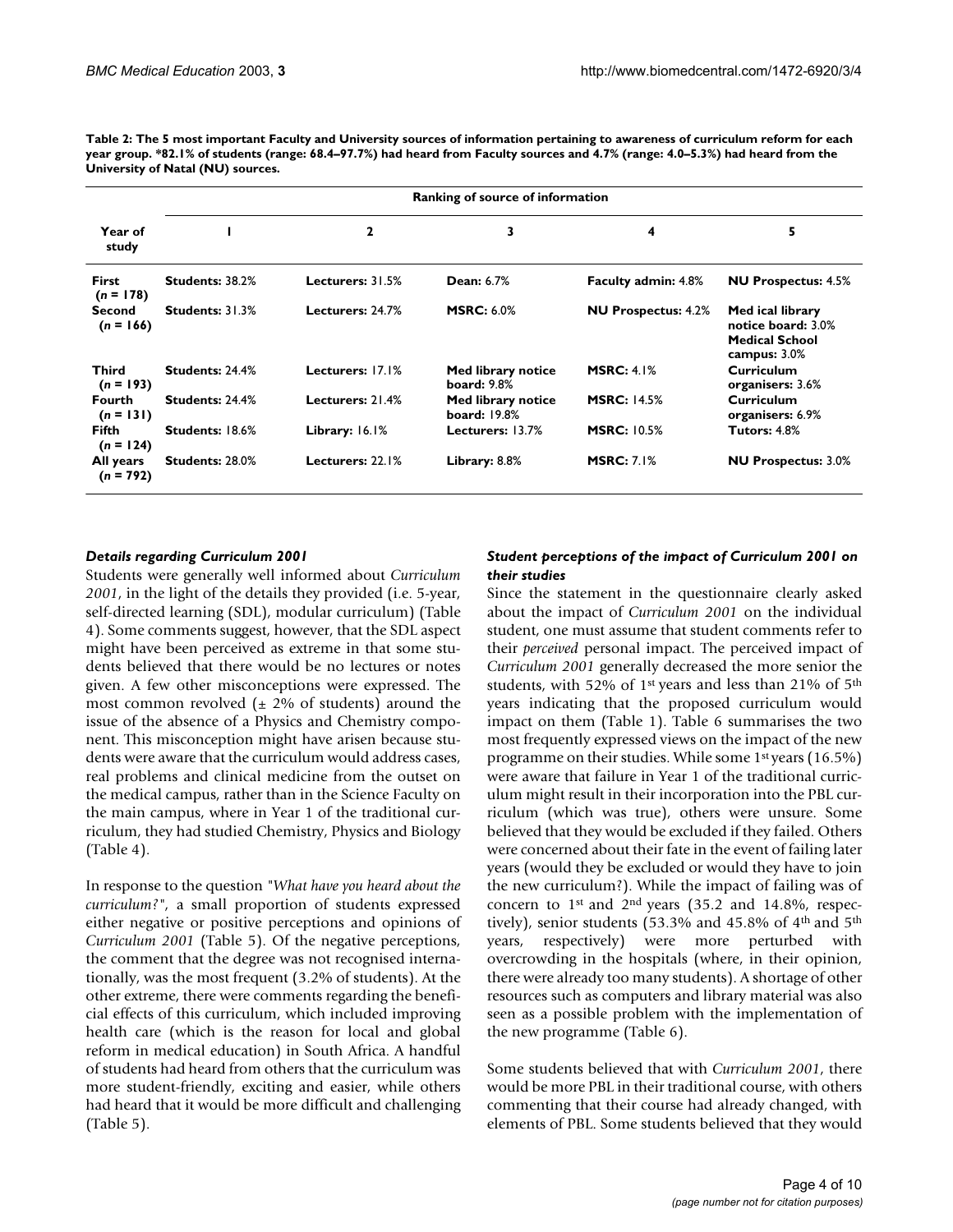**Table 2: The 5 most important Faculty and University sources of information pertaining to awareness of curriculum reform for each year group. *82.1% of students (range: 68.4–97.7%) had heard from Faculty sources and 4.7% (range: 4.0–5.3%) had heard from the University of Natal (NU) sources.**

| | Ranking of source of information | | | | |
|---|---|---|---|---|---|
| **Year of study** | **1** | **2** | **3** | **4** | **5** |
| **First (*n* = 178)** | **Students:** 38.2% | **Lecturers:** 31.5% | **Dean:** 6.7% | **Faculty admin:** 4.8% | **NU Prospectus:** 4.5% |
| **Second (*n* = 166)** | **Students:** 31.3% | **Lecturers:** 24.7% | **MSRC:** 6.0% | **NU Prospectus:** 4.2% | **Med ical library notice board:** 3.0% **Medical School campus:** 3.0% |
| **Third (*n* = 193)** | **Students:** 24.4% | **Lecturers:** 17.1% | **Med library notice board:** 9.8% | **MSRC:** 4.1% | **Curriculum organisers:** 3.6% |
| **Fourth (*n* = 131)** | **Students:** 24.4% | **Lecturers:** 21.4% | **Med library notice board:** 19.8% | **MSRC:** 14.5% | **Curriculum organisers:** 6.9% |
| **Fifth (*n* = 124)** | **Students:** 18.6% | **Library:** 16.1% | **Lecturers:** 13.7% | **MSRC:** 10.5% | **Tutors:** 4.8% |
| **All years (*n* = 792)** | **Students:** 28.0% | **Lecturers:** 22.1% | **Library:** 8.8% | **MSRC:** 7.1% | **NU Prospectus:** 3.0% |

### *Details regarding Curriculum 2001*

Students were generally well informed about *Curriculum 2001*, in the light of the details they provided (i.e. 5-year, self-directed learning (SDL), modular curriculum) (Table 4). Some comments suggest, however, that the SDL aspect might have been perceived as extreme in that some students believed that there would be no lectures or notes given. A few other misconceptions were expressed. The most common revolved (± 2% of students) around the issue of the absence of a Physics and Chemistry component. This misconception might have arisen because students were aware that the curriculum would address cases, real problems and clinical medicine from the outset on the medical campus, rather than in the Science Faculty on the main campus, where in Year 1 of the traditional curriculum, they had studied Chemistry, Physics and Biology (Table 4).

In response to the question "*What have you heard about the curriculum?*", a small proportion of students expressed either negative or positive perceptions and opinions of *Curriculum 2001* (Table 5). Of the negative perceptions, the comment that the degree was not recognised internationally, was the most frequent (3.2% of students). At the other extreme, there were comments regarding the beneficial effects of this curriculum, which included improving health care (which is the reason for local and global reform in medical education) in South Africa. A handful of students had heard from others that the curriculum was more student-friendly, exciting and easier, while others had heard that it would be more difficult and challenging (Table 5).

### *Student perceptions of the impact of Curriculum 2001 on their studies*

Since the statement in the questionnaire clearly asked about the impact of *Curriculum 2001* on the individual student, one must assume that student comments refer to their *perceived* personal impact. The perceived impact of *Curriculum 2001* generally decreased the more senior the students, with 52% of 1st years and less than 21% of 5th years indicating that the proposed curriculum would impact on them (Table 1). Table 6 summarises the two most frequently expressed views on the impact of the new programme on their studies. While some 1st years (16.5%) were aware that failure in Year 1 of the traditional curriculum might result in their incorporation into the PBL curriculum (which was true), others were unsure. Some believed that they would be excluded if they failed. Others were concerned about their fate in the event of failing later years (would they be excluded or would they have to join the new curriculum?). While the impact of failing was of concern to 1st and 2nd years (35.2 and 14.8%, respectively), senior students (53.3% and 45.8% of 4th and 5th years, respectively) were more perturbed with overcrowding in the hospitals (where, in their opinion, there were already too many students). A shortage of other resources such as computers and library material was also seen as a possible problem with the implementation of the new programme (Table 6).

Some students believed that with *Curriculum 2001*, there would be more PBL in their traditional course, with others commenting that their course had already changed, with elements of PBL. Some students believed that they would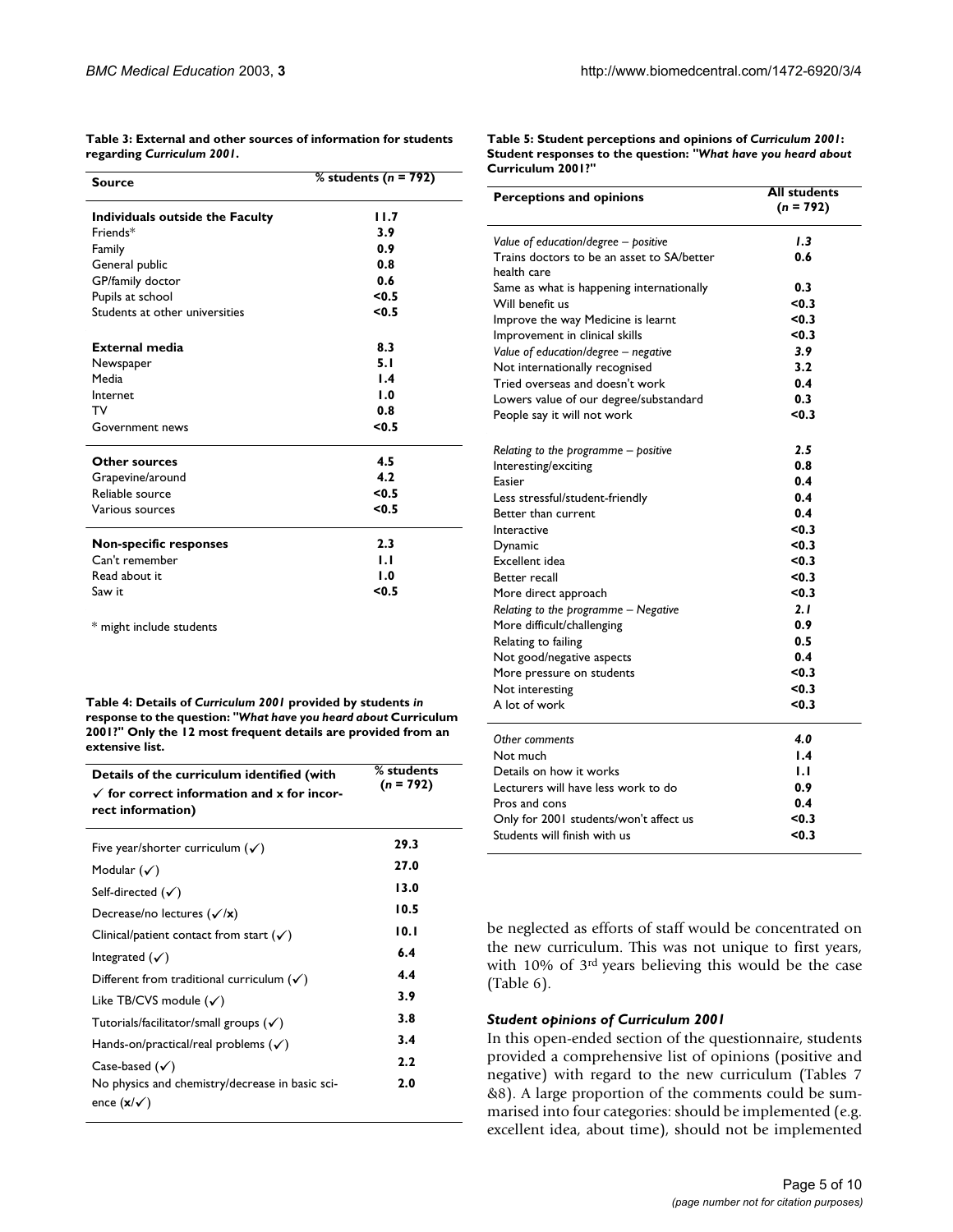**Table 3: External and other sources of information for students regarding *Curriculum 2001*.**

| Source | % students (*n* = 792) |
|---|---|
| **Individuals outside the Faculty** | **11.7** |
| Friends* | **3.9** |
| Family | **0.9** |
| General public | **0.8** |
| GP/family doctor | **0.6** |
| Pupils at school | **<0.5** |
| Students at other universities | **<0.5** |
| **External media** | **8.3** |
| Newspaper | **5.1** |
| Media | **1.4** |
| Internet | **1.0** |
| TV | **0.8** |
| Government news | **<0.5** |
| **Other sources** | **4.5** |
| Grapevine/around | **4.2** |
| Reliable source | **<0.5** |
| Various sources | **<0.5** |
| **Non-specific responses** | **2.3** |
| Can't remember | **1.1** |
| Read about it | **1.0** |
| Saw it | **<0.5** |

\* might include students

**Table 4: Details of *Curriculum 2001* provided by students *in* response to the question: "*What have you heard about* Curriculum 2001?" Only the 12 most frequent details are provided from an extensive list.**

| Details of the curriculum identified (with ✓ for correct information and x for incorrect information) | % students (*n* = 792) |
|---|---|
| Five year/shorter curriculum (✓) | **29.3** |
| Modular (✓) | **27.0** |
| Self-directed (✓) | **13.0** |
| Decrease/no lectures (✓/**x**) | **10.5** |
| Clinical/patient contact from start (✓) | **10.1** |
| Integrated (✓) | **6.4** |
| Different from traditional curriculum (✓) | **4.4** |
| Like TB/CVS module (✓) | **3.9** |
| Tutorials/facilitator/small groups (✓) | **3.8** |
| Hands-on/practical/real problems (✓) | **3.4** |
| Case-based (✓) | **2.2** |
| No physics and chemistry/decrease in basic science (**x**/✓) | **2.0** |

**Table 5: Student perceptions and opinions of *Curriculum 2001*: Student responses to the question: "*What have you heard about* Curriculum 2001?"**

| Perceptions and opinions | All students (*n* = 792) |
|---|---|
| *Value of education/degree – positive* | ***1.3*** |
| Trains doctors to be an asset to SA/better health care | **0.6** |
| Same as what is happening internationally | **0.3** |
| Will benefit us | **<0.3** |
| Improve the way Medicine is learnt | **<0.3** |
| Improvement in clinical skills | **<0.3** |
| *Value of education/degree – negative* | ***3.9*** |
| Not internationally recognised | **3.2** |
| Tried overseas and doesn't work | **0.4** |
| Lowers value of our degree/substandard | **0.3** |
| People say it will not work | **<0.3** |
| *Relating to the programme – positive* | ***2.5*** |
| Interesting/exciting | **0.8** |
| Easier | **0.4** |
| Less stressful/student-friendly | **0.4** |
| Better than current | **0.4** |
| Interactive | **<0.3** |
| Dynamic | **<0.3** |
| Excellent idea | **<0.3** |
| Better recall | **<0.3** |
| More direct approach | **<0.3** |
| *Relating to the programme – Negative* | ***2.1*** |
| More difficult/challenging | **0.9** |
| Relating to failing | **0.5** |
| Not good/negative aspects | **0.4** |
| More pressure on students | **<0.3** |
| Not interesting | **<0.3** |
| A lot of work | **<0.3** |
| *Other comments* | ***4.0*** |
| Not much | **1.4** |
| Details on how it works | **1.1** |
| Lecturers will have less work to do | **0.9** |
| Pros and cons | **0.4** |
| Only for 2001 students/won't affect us | **<0.3** |
| Students will finish with us | **<0.3** |

be neglected as efforts of staff would be concentrated on the new curriculum. This was not unique to first years, with 10% of 3rd years believing this would be the case (Table 6).

### *Student opinions of Curriculum 2001*

In this open-ended section of the questionnaire, students provided a comprehensive list of opinions (positive and negative) with regard to the new curriculum (Tables 7 &8). A large proportion of the comments could be summarised into four categories: should be implemented (e.g. excellent idea, about time), should not be implemented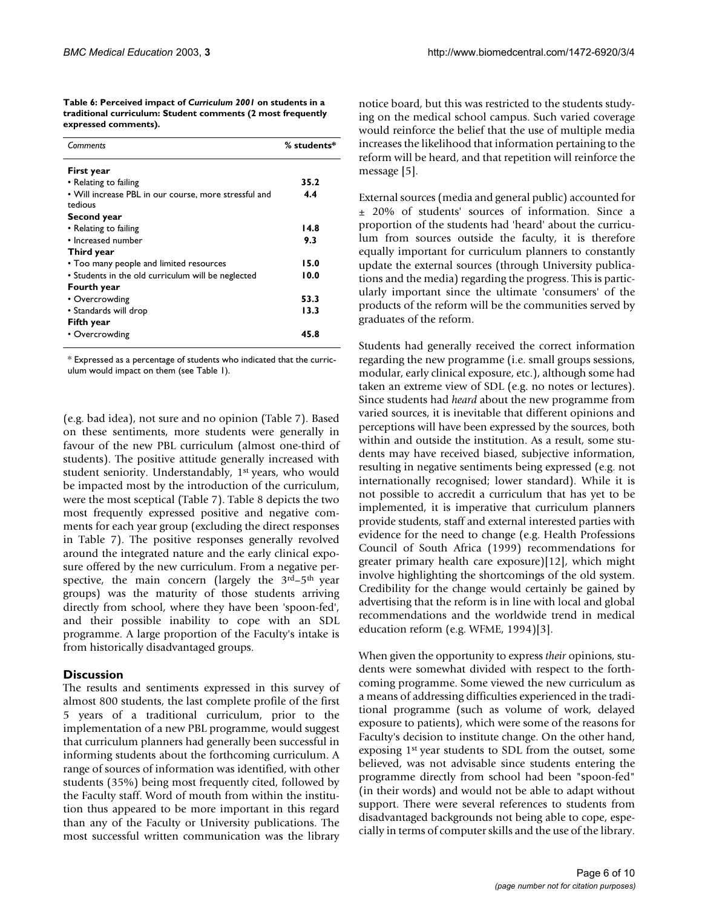**Table 6: Perceived impact of *Curriculum 2001* on students in a traditional curriculum: Student comments (2 most frequently expressed comments).**

| *Comments* | % students* |
| --- | --- |
| **First year** | |
| • Relating to failing | **35.2** |
| • Will increase PBL in our course, more stressful and tedious | **4.4** |
| **Second year** | |
| • Relating to failing | **14.8** |
| • Increased number | **9.3** |
| **Third year** | |
| • Too many people and limited resources | **15.0** |
| • Students in the old curriculum will be neglected | **10.0** |
| **Fourth year** | |
| • Overcrowding | **53.3** |
| • Standards will drop | **13.3** |
| **Fifth year** | |
| • Overcrowding | **45.8** |

* Expressed as a percentage of students who indicated that the curriculum would impact on them (see Table 1).

(e.g. bad idea), not sure and no opinion (Table 7). Based on these sentiments, more students were generally in favour of the new PBL curriculum (almost one-third of students). The positive attitude generally increased with student seniority. Understandably, 1st years, who would be impacted most by the introduction of the curriculum, were the most sceptical (Table 7). Table 8 depicts the two most frequently expressed positive and negative comments for each year group (excluding the direct responses in Table 7). The positive responses generally revolved around the integrated nature and the early clinical exposure offered by the new curriculum. From a negative perspective, the main concern (largely the 3rd–5th year groups) was the maturity of those students arriving directly from school, where they have been 'spoon-fed', and their possible inability to cope with an SDL programme. A large proportion of the Faculty's intake is from historically disadvantaged groups.

## Discussion

The results and sentiments expressed in this survey of almost 800 students, the last complete profile of the first 5 years of a traditional curriculum, prior to the implementation of a new PBL programme, would suggest that curriculum planners had generally been successful in informing students about the forthcoming curriculum. A range of sources of information was identified, with other students (35%) being most frequently cited, followed by the Faculty staff. Word of mouth from within the institution thus appeared to be more important in this regard than any of the Faculty or University publications. The most successful written communication was the library notice board, but this was restricted to the students studying on the medical school campus. Such varied coverage would reinforce the belief that the use of multiple media increases the likelihood that information pertaining to the reform will be heard, and that repetition will reinforce the message [5].

External sources (media and general public) accounted for ± 20% of students' sources of information. Since a proportion of the students had 'heard' about the curriculum from sources outside the faculty, it is therefore equally important for curriculum planners to constantly update the external sources (through University publications and the media) regarding the progress. This is particularly important since the ultimate 'consumers' of the products of the reform will be the communities served by graduates of the reform.

Students had generally received the correct information regarding the new programme (i.e. small groups sessions, modular, early clinical exposure, etc.), although some had taken an extreme view of SDL (e.g. no notes or lectures). Since students had *heard* about the new programme from varied sources, it is inevitable that different opinions and perceptions will have been expressed by the sources, both within and outside the institution. As a result, some students may have received biased, subjective information, resulting in negative sentiments being expressed (e.g. not internationally recognised; lower standard). While it is not possible to accredit a curriculum that has yet to be implemented, it is imperative that curriculum planners provide students, staff and external interested parties with evidence for the need to change (e.g. Health Professions Council of South Africa (1999) recommendations for greater primary health care exposure)[12], which might involve highlighting the shortcomings of the old system. Credibility for the change would certainly be gained by advertising that the reform is in line with local and global recommendations and the worldwide trend in medical education reform (e.g. WFME, 1994)[3].

When given the opportunity to express *their* opinions, students were somewhat divided with respect to the forthcoming programme. Some viewed the new curriculum as a means of addressing difficulties experienced in the traditional programme (such as volume of work, delayed exposure to patients), which were some of the reasons for Faculty's decision to institute change. On the other hand, exposing 1st year students to SDL from the outset, some believed, was not advisable since students entering the programme directly from school had been "spoon-fed" (in their words) and would not be able to adapt without support. There were several references to students from disadvantaged backgrounds not being able to cope, especially in terms of computer skills and the use of the library.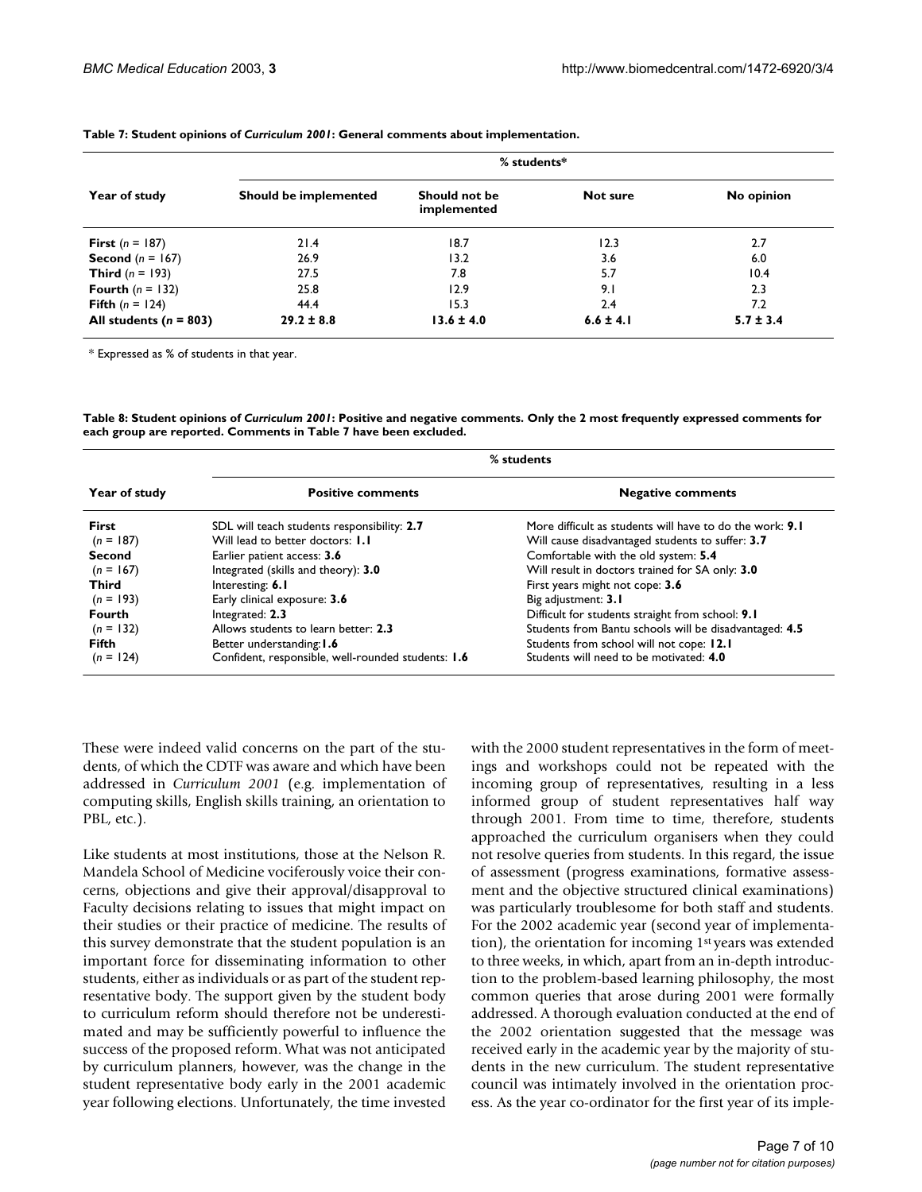**Table 7: Student opinions of *Curriculum 2001*: General comments about implementation.**

| Year of study | % students* | | | |
|---|---|---|---|---|
| | Should be implemented | Should not be implemented | Not sure | No opinion |
| **First** (*n* = 187) | 21.4 | 18.7 | 12.3 | 2.7 |
| **Second** (*n* = 167) | 26.9 | 13.2 | 3.6 | 6.0 |
| **Third** (*n* = 193) | 27.5 | 7.8 | 5.7 | 10.4 |
| **Fourth** (*n* = 132) | 25.8 | 12.9 | 9.1 | 2.3 |
| **Fifth** (*n* = 124) | 44.4 | 15.3 | 2.4 | 7.2 |
| **All students (*n* = 803)** | **29.2 ± 8.8** | **13.6 ± 4.0** | **6.6 ± 4.1** | **5.7 ± 3.4** |

* Expressed as % of students in that year.

**Table 8: Student opinions of *Curriculum 2001*: Positive and negative comments. Only the 2 most frequently expressed comments for each group are reported. Comments in Table 7 have been excluded.**

| Year of study | % students | |
|---|---|---|
| | Positive comments | Negative comments |
| **First** | SDL will teach students responsibility: **2.7** | More difficult as students will have to do the work: **9.1** |
| (*n* = 187) | Will lead to better doctors: **1.1** | Will cause disadvantaged students to suffer: **3.7** |
| **Second** | Earlier patient access: **3.6** | Comfortable with the old system: **5.4** |
| (*n* = 167) | Integrated (skills and theory): **3.0** | Will result in doctors trained for SA only: **3.0** |
| **Third** | Interesting: **6.1** | First years might not cope: **3.6** |
| (*n* = 193) | Early clinical exposure: **3.6** | Big adjustment: **3.1** |
| **Fourth** | Integrated: **2.3** | Difficult for students straight from school: **9.1** |
| (*n* = 132) | Allows students to learn better: **2.3** | Students from Bantu schools will be disadvantaged: **4.5** |
| **Fifth** | Better understanding: **1.6** | Students from school will not cope: **12.1** |
| (*n* = 124) | Confident, responsible, well-rounded students: **1.6** | Students will need to be motivated: **4.0** |

These were indeed valid concerns on the part of the students, of which the CDTF was aware and which have been addressed in *Curriculum 2001* (e.g. implementation of computing skills, English skills training, an orientation to PBL, etc.).

Like students at most institutions, those at the Nelson R. Mandela School of Medicine vociferously voice their concerns, objections and give their approval/disapproval to Faculty decisions relating to issues that might impact on their studies or their practice of medicine. The results of this survey demonstrate that the student population is an important force for disseminating information to other students, either as individuals or as part of the student representative body. The support given by the student body to curriculum reform should therefore not be underestimated and may be sufficiently powerful to influence the success of the proposed reform. What was not anticipated by curriculum planners, however, was the change in the student representative body early in the 2001 academic year following elections. Unfortunately, the time invested with the 2000 student representatives in the form of meetings and workshops could not be repeated with the incoming group of representatives, resulting in a less informed group of student representatives half way through 2001. From time to time, therefore, students approached the curriculum organisers when they could not resolve queries from students. In this regard, the issue of assessment (progress examinations, formative assessment and the objective structured clinical examinations) was particularly troublesome for both staff and students. For the 2002 academic year (second year of implementation), the orientation for incoming 1st years was extended to three weeks, in which, apart from an in-depth introduction to the problem-based learning philosophy, the most common queries that arose during 2001 were formally addressed. A thorough evaluation conducted at the end of the 2002 orientation suggested that the message was received early in the academic year by the majority of students in the new curriculum. The student representative council was intimately involved in the orientation process. As the year co-ordinator for the first year of its imple-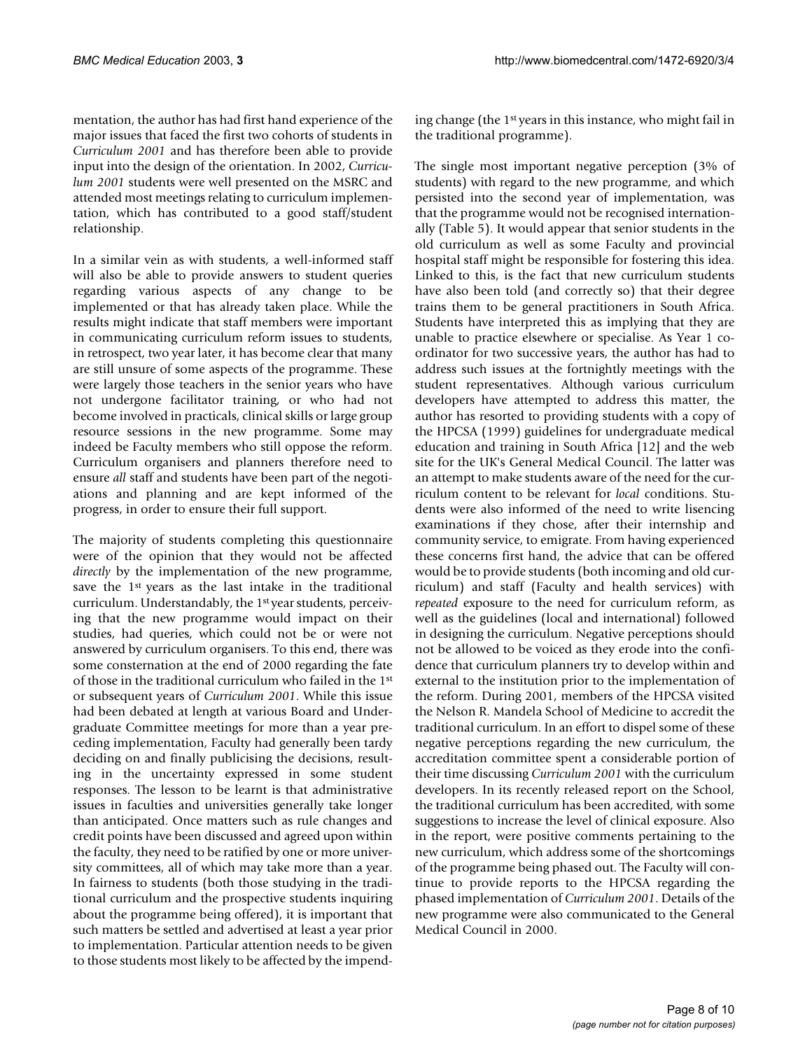mentation, the author has had first hand experience of the major issues that faced the first two cohorts of students in *Curriculum 2001* and has therefore been able to provide input into the design of the orientation. In 2002, *Curriculum 2001* students were well presented on the MSRC and attended most meetings relating to curriculum implementation, which has contributed to a good staff/student relationship.

In a similar vein as with students, a well-informed staff will also be able to provide answers to student queries regarding various aspects of any change to be implemented or that has already taken place. While the results might indicate that staff members were important in communicating curriculum reform issues to students, in retrospect, two year later, it has become clear that many are still unsure of some aspects of the programme. These were largely those teachers in the senior years who have not undergone facilitator training, or who had not become involved in practicals, clinical skills or large group resource sessions in the new programme. Some may indeed be Faculty members who still oppose the reform. Curriculum organisers and planners therefore need to ensure *all* staff and students have been part of the negotiations and planning and are kept informed of the progress, in order to ensure their full support.

The majority of students completing this questionnaire were of the opinion that they would not be affected *directly* by the implementation of the new programme, save the 1st years as the last intake in the traditional curriculum. Understandably, the 1st year students, perceiving that the new programme would impact on their studies, had queries, which could not be or were not answered by curriculum organisers. To this end, there was some consternation at the end of 2000 regarding the fate of those in the traditional curriculum who failed in the 1st or subsequent years of *Curriculum 2001*. While this issue had been debated at length at various Board and Undergraduate Committee meetings for more than a year preceding implementation, Faculty had generally been tardy deciding on and finally publicising the decisions, resulting in the uncertainty expressed in some student responses. The lesson to be learnt is that administrative issues in faculties and universities generally take longer than anticipated. Once matters such as rule changes and credit points have been discussed and agreed upon within the faculty, they need to be ratified by one or more university committees, all of which may take more than a year. In fairness to students (both those studying in the traditional curriculum and the prospective students inquiring about the programme being offered), it is important that such matters be settled and advertised at least a year prior to implementation. Particular attention needs to be given to those students most likely to be affected by the impending change (the 1st years in this instance, who might fail in the traditional programme).

The single most important negative perception (3% of students) with regard to the new programme, and which persisted into the second year of implementation, was that the programme would not be recognised internationally (Table 5). It would appear that senior students in the old curriculum as well as some Faculty and provincial hospital staff might be responsible for fostering this idea. Linked to this, is the fact that new curriculum students have also been told (and correctly so) that their degree trains them to be general practitioners in South Africa. Students have interpreted this as implying that they are unable to practice elsewhere or specialise. As Year 1 coordinator for two successive years, the author has had to address such issues at the fortnightly meetings with the student representatives. Although various curriculum developers have attempted to address this matter, the author has resorted to providing students with a copy of the HPCSA (1999) guidelines for undergraduate medical education and training in South Africa [12] and the web site for the UK's General Medical Council. The latter was an attempt to make students aware of the need for the curriculum content to be relevant for *local* conditions. Students were also informed of the need to write lisencing examinations if they chose, after their internship and community service, to emigrate. From having experienced these concerns first hand, the advice that can be offered would be to provide students (both incoming and old curriculum) and staff (Faculty and health services) with *repeated* exposure to the need for curriculum reform, as well as the guidelines (local and international) followed in designing the curriculum. Negative perceptions should not be allowed to be voiced as they erode into the confidence that curriculum planners try to develop within and external to the institution prior to the implementation of the reform. During 2001, members of the HPCSA visited the Nelson R. Mandela School of Medicine to accredit the traditional curriculum. In an effort to dispel some of these negative perceptions regarding the new curriculum, the accreditation committee spent a considerable portion of their time discussing *Curriculum 2001* with the curriculum developers. In its recently released report on the School, the traditional curriculum has been accredited, with some suggestions to increase the level of clinical exposure. Also in the report, were positive comments pertaining to the new curriculum, which address some of the shortcomings of the programme being phased out. The Faculty will continue to provide reports to the HPCSA regarding the phased implementation of *Curriculum 2001*. Details of the new programme were also communicated to the General Medical Council in 2000.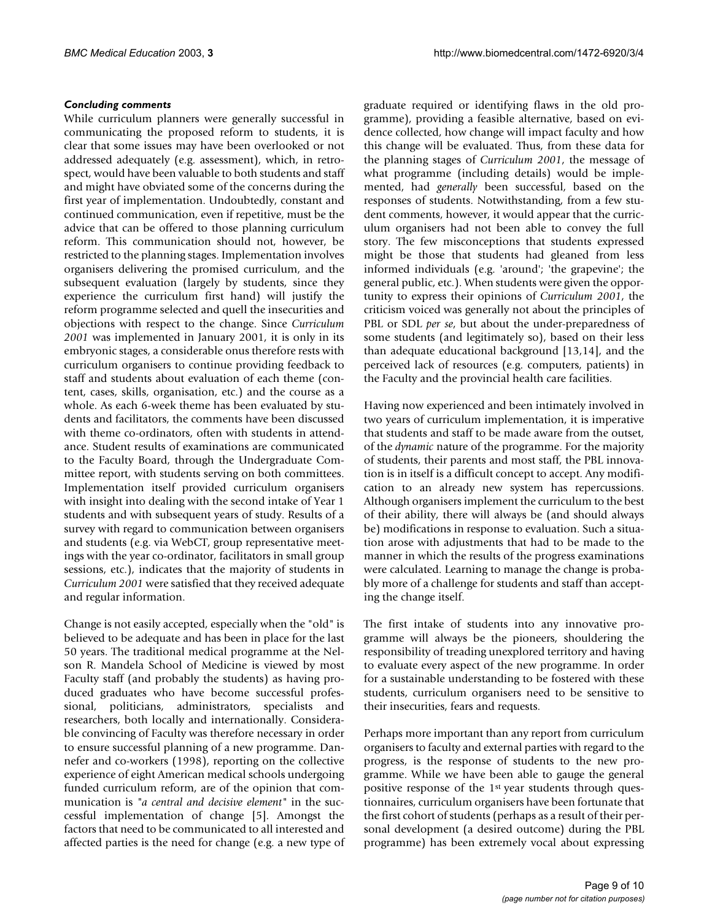#### *Concluding comments*

While curriculum planners were generally successful in communicating the proposed reform to students, it is clear that some issues may have been overlooked or not addressed adequately (e.g. assessment), which, in retrospect, would have been valuable to both students and staff and might have obviated some of the concerns during the first year of implementation. Undoubtedly, constant and continued communication, even if repetitive, must be the advice that can be offered to those planning curriculum reform. This communication should not, however, be restricted to the planning stages. Implementation involves organisers delivering the promised curriculum, and the subsequent evaluation (largely by students, since they experience the curriculum first hand) will justify the reform programme selected and quell the insecurities and objections with respect to the change. Since *Curriculum 2001* was implemented in January 2001, it is only in its embryonic stages, a considerable onus therefore rests with curriculum organisers to continue providing feedback to staff and students about evaluation of each theme (content, cases, skills, organisation, etc.) and the course as a whole. As each 6-week theme has been evaluated by students and facilitators, the comments have been discussed with theme co-ordinators, often with students in attendance. Student results of examinations are communicated to the Faculty Board, through the Undergraduate Committee report, with students serving on both committees. Implementation itself provided curriculum organisers with insight into dealing with the second intake of Year 1 students and with subsequent years of study. Results of a survey with regard to communication between organisers and students (e.g. via WebCT, group representative meetings with the year co-ordinator, facilitators in small group sessions, etc.), indicates that the majority of students in *Curriculum 2001* were satisfied that they received adequate and regular information.

Change is not easily accepted, especially when the "old" is believed to be adequate and has been in place for the last 50 years. The traditional medical programme at the Nelson R. Mandela School of Medicine is viewed by most Faculty staff (and probably the students) as having produced graduates who have become successful professional, politicians, administrators, specialists and researchers, both locally and internationally. Considerable convincing of Faculty was therefore necessary in order to ensure successful planning of a new programme. Dannefer and co-workers (1998), reporting on the collective experience of eight American medical schools undergoing funded curriculum reform, are of the opinion that communication is "*a central and decisive element*" in the successful implementation of change [5]. Amongst the factors that need to be communicated to all interested and affected parties is the need for change (e.g. a new type of graduate required or identifying flaws in the old programme), providing a feasible alternative, based on evidence collected, how change will impact faculty and how this change will be evaluated. Thus, from these data for the planning stages of *Curriculum 2001*, the message of what programme (including details) would be implemented, had *generally* been successful, based on the responses of students. Notwithstanding, from a few student comments, however, it would appear that the curriculum organisers had not been able to convey the full story. The few misconceptions that students expressed might be those that students had gleaned from less informed individuals (e.g. 'around'; 'the grapevine'; the general public, etc.). When students were given the opportunity to express their opinions of *Curriculum 2001*, the criticism voiced was generally not about the principles of PBL or SDL *per se*, but about the under-preparedness of some students (and legitimately so), based on their less than adequate educational background [13,14], and the perceived lack of resources (e.g. computers, patients) in the Faculty and the provincial health care facilities.

Having now experienced and been intimately involved in two years of curriculum implementation, it is imperative that students and staff to be made aware from the outset, of the *dynamic* nature of the programme. For the majority of students, their parents and most staff, the PBL innovation is in itself is a difficult concept to accept. Any modification to an already new system has repercussions. Although organisers implement the curriculum to the best of their ability, there will always be (and should always be) modifications in response to evaluation. Such a situation arose with adjustments that had to be made to the manner in which the results of the progress examinations were calculated. Learning to manage the change is probably more of a challenge for students and staff than accepting the change itself.

The first intake of students into any innovative programme will always be the pioneers, shouldering the responsibility of treading unexplored territory and having to evaluate every aspect of the new programme. In order for a sustainable understanding to be fostered with these students, curriculum organisers need to be sensitive to their insecurities, fears and requests.

Perhaps more important than any report from curriculum organisers to faculty and external parties with regard to the progress, is the response of students to the new programme. While we have been able to gauge the general positive response of the 1st year students through questionnaires, curriculum organisers have been fortunate that the first cohort of students (perhaps as a result of their personal development (a desired outcome) during the PBL programme) has been extremely vocal about expressing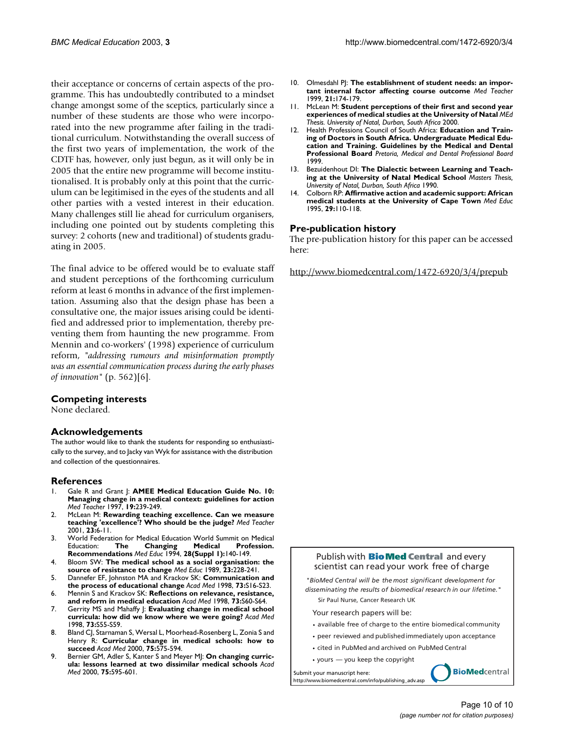their acceptance or concerns of certain aspects of the programme. This has undoubtedly contributed to a mindset change amongst some of the sceptics, particularly since a number of these students are those who were incorporated into the new programme after failing in the traditional curriculum. Notwithstanding the overall success of the first two years of implementation, the work of the CDTF has, however, only just begun, as it will only be in 2005 that the entire new programme will become institutionalised. It is probably only at this point that the curriculum can be legitimised in the eyes of the students and all other parties with a vested interest in their education. Many challenges still lie ahead for curriculum organisers, including one pointed out by students completing this survey: 2 cohorts (new and traditional) of students graduating in 2005.

The final advice to be offered would be to evaluate staff and student perceptions of the forthcoming curriculum reform at least 6 months in advance of the first implementation. Assuming also that the design phase has been a consultative one, the major issues arising could be identified and addressed prior to implementation, thereby preventing them from haunting the new programme. From Mennin and co-workers' (1998) experience of curriculum reform, "*addressing rumours and misinformation promptly was an essential communication process during the early phases of innovation*" (p. 562)[6].

## Competing interests

None declared.

## Acknowledgements

The author would like to thank the students for responding so enthusiastically to the survey, and to Jacky van Wyk for assistance with the distribution and collection of the questionnaires.

## References

1. Gale R and Grant J: **AMEE Medical Education Guide No. 10: Managing change in a medical context: guidelines for action** *Med Teacher* 1997, **19:**239-249.
2. McLean M: **Rewarding teaching excellence. Can we measure teaching 'excellence'? Who should be the judge?** *Med Teacher* 2001, **23:**6-11.
3. World Federation for Medical Education World Summit on Medical Education: **The Changing Medical Profession. Recommendations** *Med Educ* 1994, **28(Suppl 1):**140-149.
4. Bloom SW: **The medical school as a social organisation: the source of resistance to change** *Med Educ* 1989, **23:**228-241.
5. Dannefer EF, Johnston MA and Krackov SK: **Communication and the process of educational change** *Acad Med* 1998, **73:**S16-S23.
6. Mennin S and Krackov SK: **Reflections on relevance, resistance, and reform in medical education** *Acad Med* 1998, **73:**S60-S64.
7. Gerrity MS and Mahaffy J: **Evaluating change in medical school curricula: how did we know where we were going?** *Acad Med* 1998, **73:**S55-S59.
8. Bland CJ, Starnaman S, Wersal L, Moorhead-Rosenberg L, Zonia S and Henry R: **Curricular change in medical schools: how to succeed** *Acad Med* 2000, **75:**575-594.
9. Bernier GM, Adler S, Kanter S and Meyer MJ: **On changing curricula: lessons learned at two dissimilar medical schools** *Acad Med* 2000, **75:**595-601.
10. Olmesdahl PJ: **The establishment of student needs: an important internal factor affecting course outcome** *Med Teacher* 1999, **21:**174-179.
11. McLean M: **Student perceptions of their first and second year experiences of medical studies at the University of Natal** *MEd Thesis. University of Natal, Durban, South Africa* 2000.
12. Health Professions Council of South Africa: **Education and Training of Doctors in South Africa. Undergraduate Medical Education and Training. Guidelines by the Medical and Dental Professional Board** *Pretoria, Medical and Dental Professional Board* 1999.
13. Bezuidenhout DI: **The Dialectic between Learning and Teaching at the University of Natal Medical School** *Masters Thesis, University of Natal, Durban, South Africa* 1990.
14. Colborn RP: **Affirmative action and academic support: African medical students at the University of Cape Town** *Med Educ* 1995, **29:**110-118.

## Pre-publication history

The pre-publication history for this paper can be accessed here:

http://www.biomedcentral.com/1472-6920/3/4/prepub

Publish with **BioMed Central** and every scientist can read your work free of charge

*"BioMed Central will be the most significant development for disseminating the results of biomedical research in our lifetime."*
Sir Paul Nurse, Cancer Research UK

Your research papers will be:

- available free of charge to the entire biomedical community
- peer reviewed and published immediately upon acceptance
- cited in PubMed and archived on PubMed Central
- yours — you keep the copyright

Submit your manuscript here:
http://www.biomedcentral.com/info/publishing_adv.asp

BioMedcentral